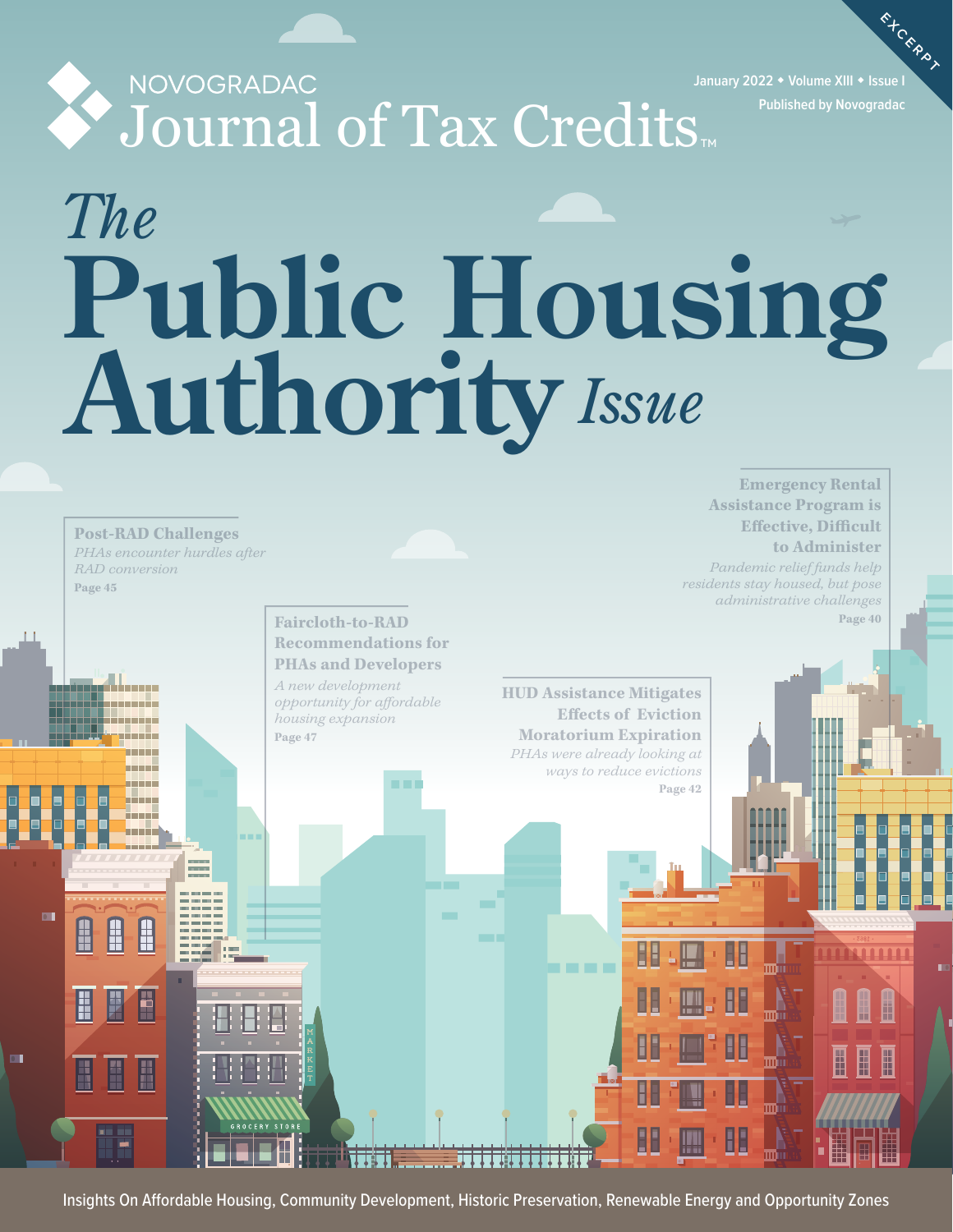EXCERPT

# NOVOGRADAC Journal of Tax Credits™

January 2022 ◆ Volume XIII ◆ Issue I

Published by Novogradac

# *The* Public Housing Authority *Issue*

**Post-RAD Challenges**

*PHAs encounter hurdles after RAD conversion*

Page 45

**Faircloth-to-RAD Recommendations for PHAs and Developers**

*A new development opportunity for affordable housing expansion*

Page 47

**HUD Assistance Mitigates Effects of Eviction Moratorium Expiration**

*PHAs were already looking at ways to reduce evictions*

Page 42

**Emergency Rental Assistance Program is Effective, Difficult to Administer**

*Pandemic relief funds help residents stay housed, but pose administrative challenges*

Page 40

Insights On Affordable Housing, Community Development, Historic Preservation, Renewable Energy and Opportunity Zones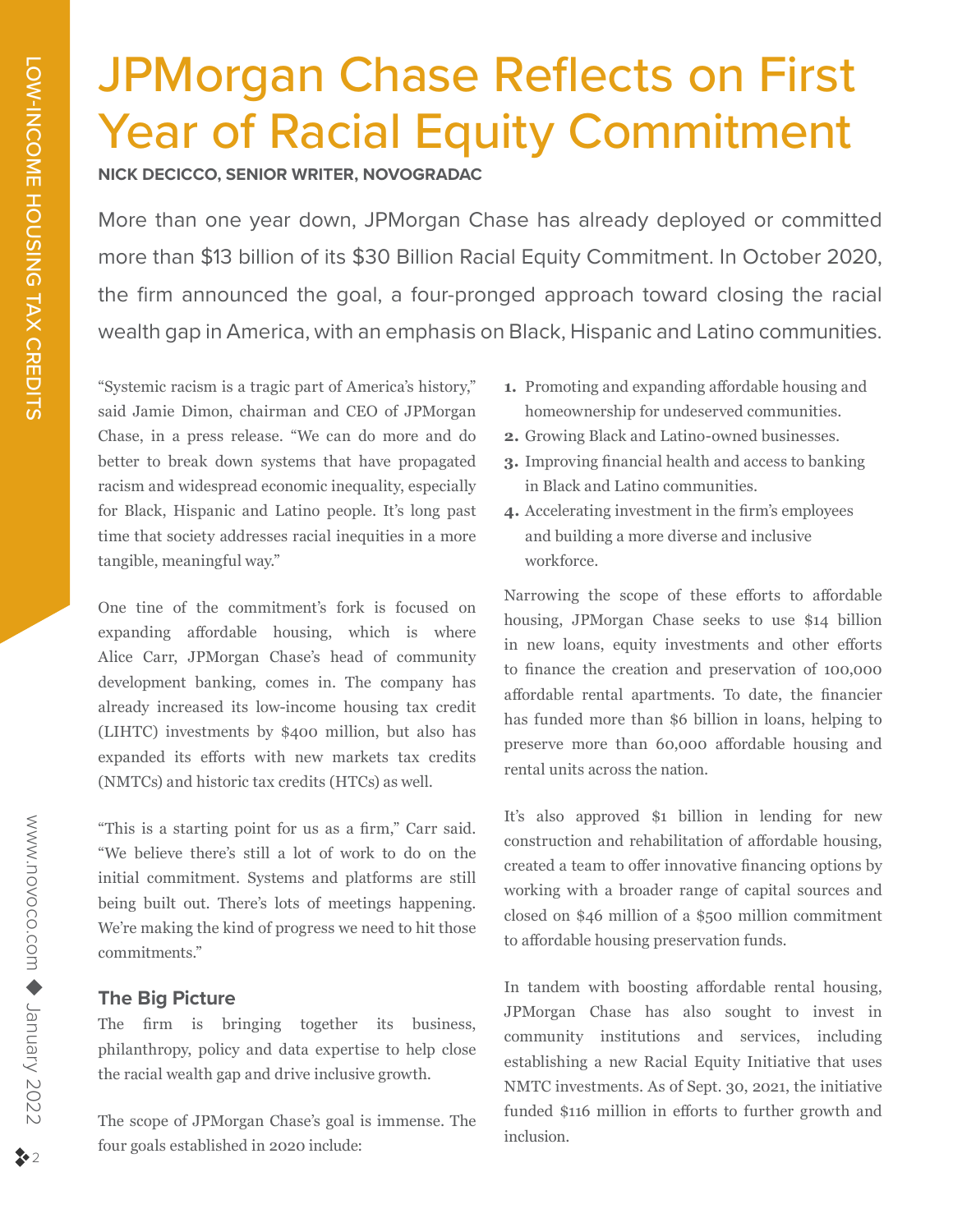# JPMorgan Chase Reflects on First Year of Racial Equity Commitment

**NICK DECICCO, SENIOR WRITER, NOVOGRADAC**

More than one year down, JPMorgan Chase has already deployed or committed more than $13 billion of its $30 Billion Racial Equity Commitment. In October 2020, the firm announced the goal, a four-pronged approach toward closing the racial wealth gap in America, with an emphasis on Black, Hispanic and Latino communities.

"Systemic racism is a tragic part of America's history," said Jamie Dimon, chairman and CEO of JPMorgan Chase, in a press release. "We can do more and do better to break down systems that have propagated racism and widespread economic inequality, especially for Black, Hispanic and Latino people. It's long past time that society addresses racial inequities in a more tangible, meaningful way."

One tine of the commitment's fork is focused on expanding affordable housing, which is where Alice Carr, JPMorgan Chase's head of community development banking, comes in. The company has already increased its low-income housing tax credit (LIHTC) investments by $400 million, but also has expanded its efforts with new markets tax credits (NMTCs) and historic tax credits (HTCs) as well.

"This is a starting point for us as a firm," Carr said. "We believe there's still a lot of work to do on the initial commitment. Systems and platforms are still being built out. There's lots of meetings happening. We're making the kind of progress we need to hit those commitments."

### The Big Picture

The firm is bringing together its business, philanthropy, policy and data expertise to help close the racial wealth gap and drive inclusive growth.

The scope of JPMorgan Chase's goal is immense. The four goals established in 2020 include:

1. Promoting and expanding affordable housing and homeownership for undeserved communities.
2. Growing Black and Latino-owned businesses.
3. Improving financial health and access to banking in Black and Latino communities.
4. Accelerating investment in the firm's employees and building a more diverse and inclusive workforce.

Narrowing the scope of these efforts to affordable housing, JPMorgan Chase seeks to use $14 billion in new loans, equity investments and other efforts to finance the creation and preservation of 100,000 affordable rental apartments. To date, the financier has funded more than $6 billion in loans, helping to preserve more than 60,000 affordable housing and rental units across the nation.

It's also approved $1 billion in lending for new construction and rehabilitation of affordable housing, created a team to offer innovative financing options by working with a broader range of capital sources and closed on $46 million of a $500 million commitment to affordable housing preservation funds.

In tandem with boosting affordable rental housing, JPMorgan Chase has also sought to invest in community institutions and services, including establishing a new Racial Equity Initiative that uses NMTC investments. As of Sept. 30, 2021, the initiative funded $116 million in efforts to further growth and inclusion.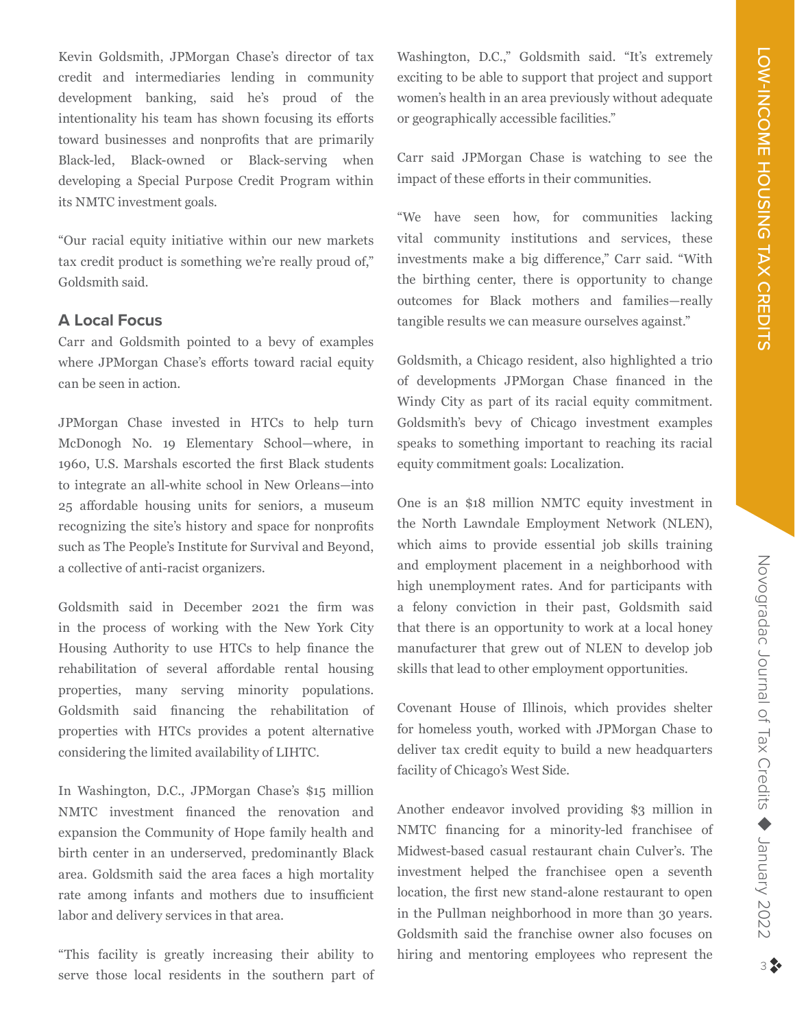Kevin Goldsmith, JPMorgan Chase's director of tax credit and intermediaries lending in community development banking, said he's proud of the intentionality his team has shown focusing its efforts toward businesses and nonprofits that are primarily Black-led, Black-owned or Black-serving when developing a Special Purpose Credit Program within its NMTC investment goals.

"Our racial equity initiative within our new markets tax credit product is something we're really proud of," Goldsmith said.

### A Local Focus

Carr and Goldsmith pointed to a bevy of examples where JPMorgan Chase's efforts toward racial equity can be seen in action.

JPMorgan Chase invested in HTCs to help turn McDonogh No. 19 Elementary School—where, in 1960, U.S. Marshals escorted the first Black students to integrate an all-white school in New Orleans—into 25 affordable housing units for seniors, a museum recognizing the site's history and space for nonprofits such as The People's Institute for Survival and Beyond, a collective of anti-racist organizers.

Goldsmith said in December 2021 the firm was in the process of working with the New York City Housing Authority to use HTCs to help finance the rehabilitation of several affordable rental housing properties, many serving minority populations. Goldsmith said financing the rehabilitation of properties with HTCs provides a potent alternative considering the limited availability of LIHTC.

In Washington, D.C., JPMorgan Chase's $15 million NMTC investment financed the renovation and expansion the Community of Hope family health and birth center in an underserved, predominantly Black area. Goldsmith said the area faces a high mortality rate among infants and mothers due to insufficient labor and delivery services in that area.

"This facility is greatly increasing their ability to serve those local residents in the southern part of Washington, D.C.," Goldsmith said. "It's extremely exciting to be able to support that project and support women's health in an area previously without adequate or geographically accessible facilities."

Carr said JPMorgan Chase is watching to see the impact of these efforts in their communities.

"We have seen how, for communities lacking vital community institutions and services, these investments make a big difference," Carr said. "With the birthing center, there is opportunity to change outcomes for Black mothers and families—really tangible results we can measure ourselves against."

Goldsmith, a Chicago resident, also highlighted a trio of developments JPMorgan Chase financed in the Windy City as part of its racial equity commitment. Goldsmith's bevy of Chicago investment examples speaks to something important to reaching its racial equity commitment goals: Localization.

One is an $18 million NMTC equity investment in the North Lawndale Employment Network (NLEN), which aims to provide essential job skills training and employment placement in a neighborhood with high unemployment rates. And for participants with a felony conviction in their past, Goldsmith said that there is an opportunity to work at a local honey manufacturer that grew out of NLEN to develop job skills that lead to other employment opportunities.

Covenant House of Illinois, which provides shelter for homeless youth, worked with JPMorgan Chase to deliver tax credit equity to build a new headquarters facility of Chicago's West Side.

Another endeavor involved providing $3 million in NMTC financing for a minority-led franchisee of Midwest-based casual restaurant chain Culver's. The investment helped the franchisee open a seventh location, the first new stand-alone restaurant to open in the Pullman neighborhood in more than 30 years. Goldsmith said the franchise owner also focuses on hiring and mentoring employees who represent the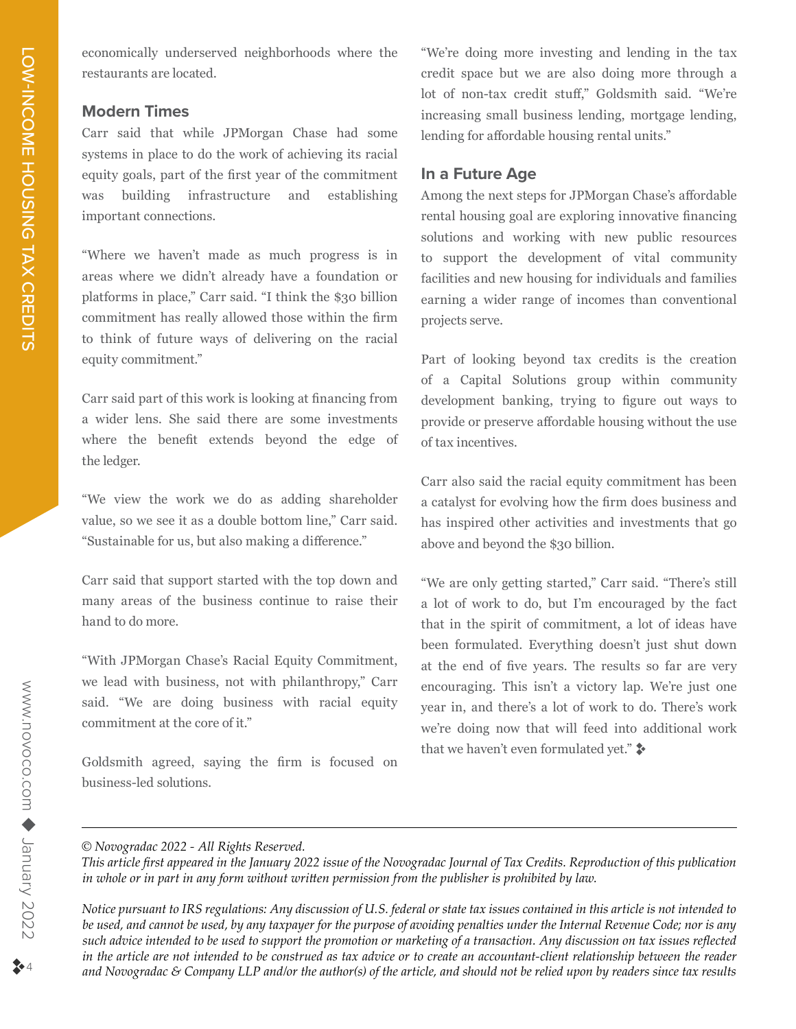economically underserved neighborhoods where the restaurants are located.

## Modern Times

Carr said that while JPMorgan Chase had some systems in place to do the work of achieving its racial equity goals, part of the first year of the commitment was building infrastructure and establishing important connections.

"Where we haven't made as much progress is in areas where we didn't already have a foundation or platforms in place," Carr said. "I think the $30 billion commitment has really allowed those within the firm to think of future ways of delivering on the racial equity commitment."

Carr said part of this work is looking at financing from a wider lens. She said there are some investments where the benefit extends beyond the edge of the ledger.

"We view the work we do as adding shareholder value, so we see it as a double bottom line," Carr said. "Sustainable for us, but also making a difference."

Carr said that support started with the top down and many areas of the business continue to raise their hand to do more.

"With JPMorgan Chase's Racial Equity Commitment, we lead with business, not with philanthropy," Carr said. "We are doing business with racial equity commitment at the core of it."

Goldsmith agreed, saying the firm is focused on business-led solutions.

"We're doing more investing and lending in the tax credit space but we are also doing more through a lot of non-tax credit stuff," Goldsmith said. "We're increasing small business lending, mortgage lending, lending for affordable housing rental units."

## In a Future Age

Among the next steps for JPMorgan Chase's affordable rental housing goal are exploring innovative financing solutions and working with new public resources to support the development of vital community facilities and new housing for individuals and families earning a wider range of incomes than conventional projects serve.

Part of looking beyond tax credits is the creation of a Capital Solutions group within community development banking, trying to figure out ways to provide or preserve affordable housing without the use of tax incentives.

Carr also said the racial equity commitment has been a catalyst for evolving how the firm does business and has inspired other activities and investments that go above and beyond the $30 billion.

"We are only getting started," Carr said. "There's still a lot of work to do, but I'm encouraged by the fact that in the spirit of commitment, a lot of ideas have been formulated. Everything doesn't just shut down at the end of five years. The results so far are very encouraging. This isn't a victory lap. We're just one year in, and there's a lot of work to do. There's work we're doing now that will feed into additional work that we haven't even formulated yet." ❖

---

*© Novogradac 2022 - All Rights Reserved.*
*This article first appeared in the January 2022 issue of the Novogradac Journal of Tax Credits. Reproduction of this publication in whole or in part in any form without written permission from the publisher is prohibited by law.*

*Notice pursuant to IRS regulations: Any discussion of U.S. federal or state tax issues contained in this article is not intended to be used, and cannot be used, by any taxpayer for the purpose of avoiding penalties under the Internal Revenue Code; nor is any such advice intended to be used to support the promotion or marketing of a transaction. Any discussion on tax issues reflected in the article are not intended to be construed as tax advice or to create an accountant-client relationship between the reader and Novogradac & Company LLP and/or the author(s) of the article, and should not be relied upon by readers since tax results*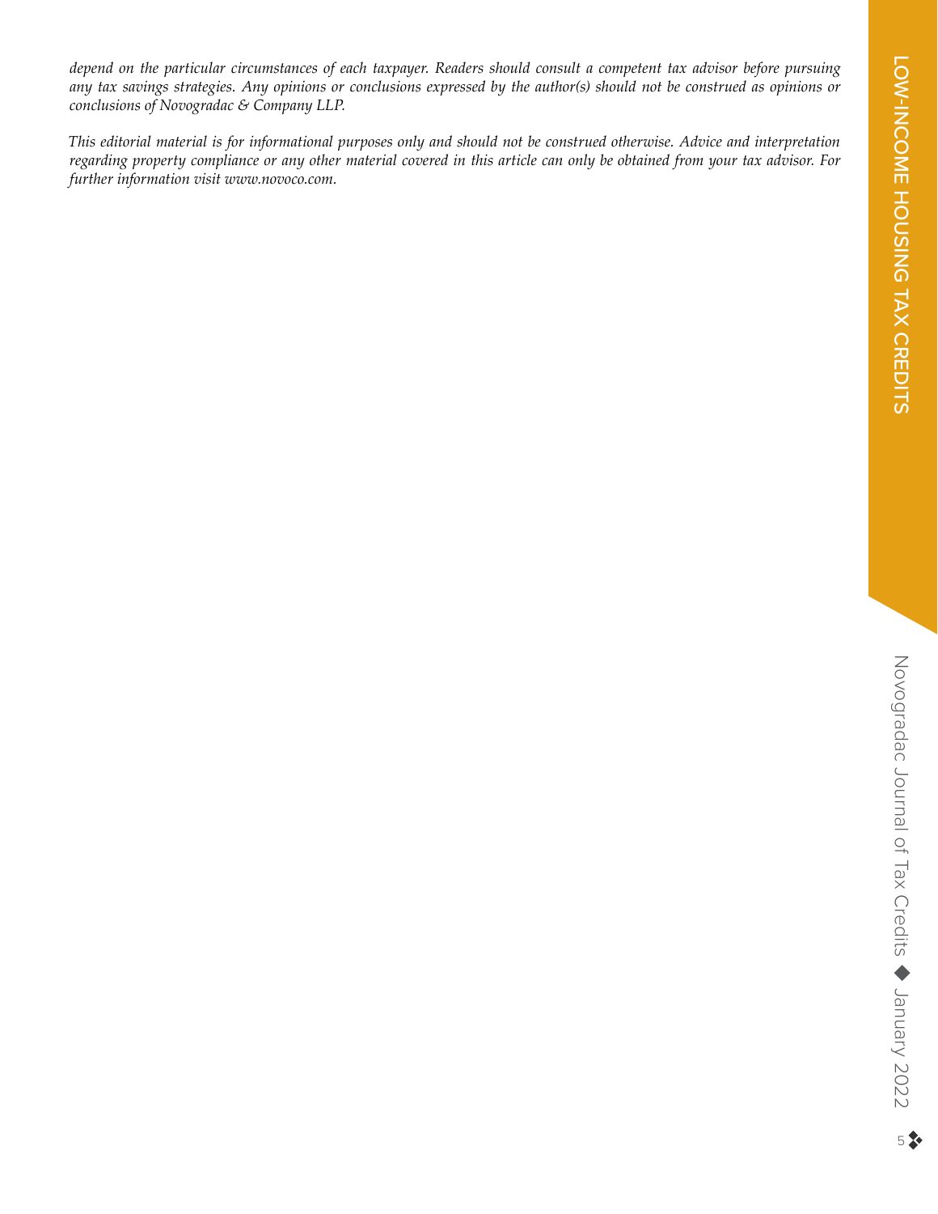*depend on the particular circumstances of each taxpayer. Readers should consult a competent tax advisor before pursuing any tax savings strategies. Any opinions or conclusions expressed by the author(s) should not be construed as opinions or conclusions of Novogradac & Company LLP.*

*This editorial material is for informational purposes only and should not be construed otherwise. Advice and interpretation regarding property compliance or any other material covered in this article can only be obtained from your tax advisor. For further information visit www.novoco.com.*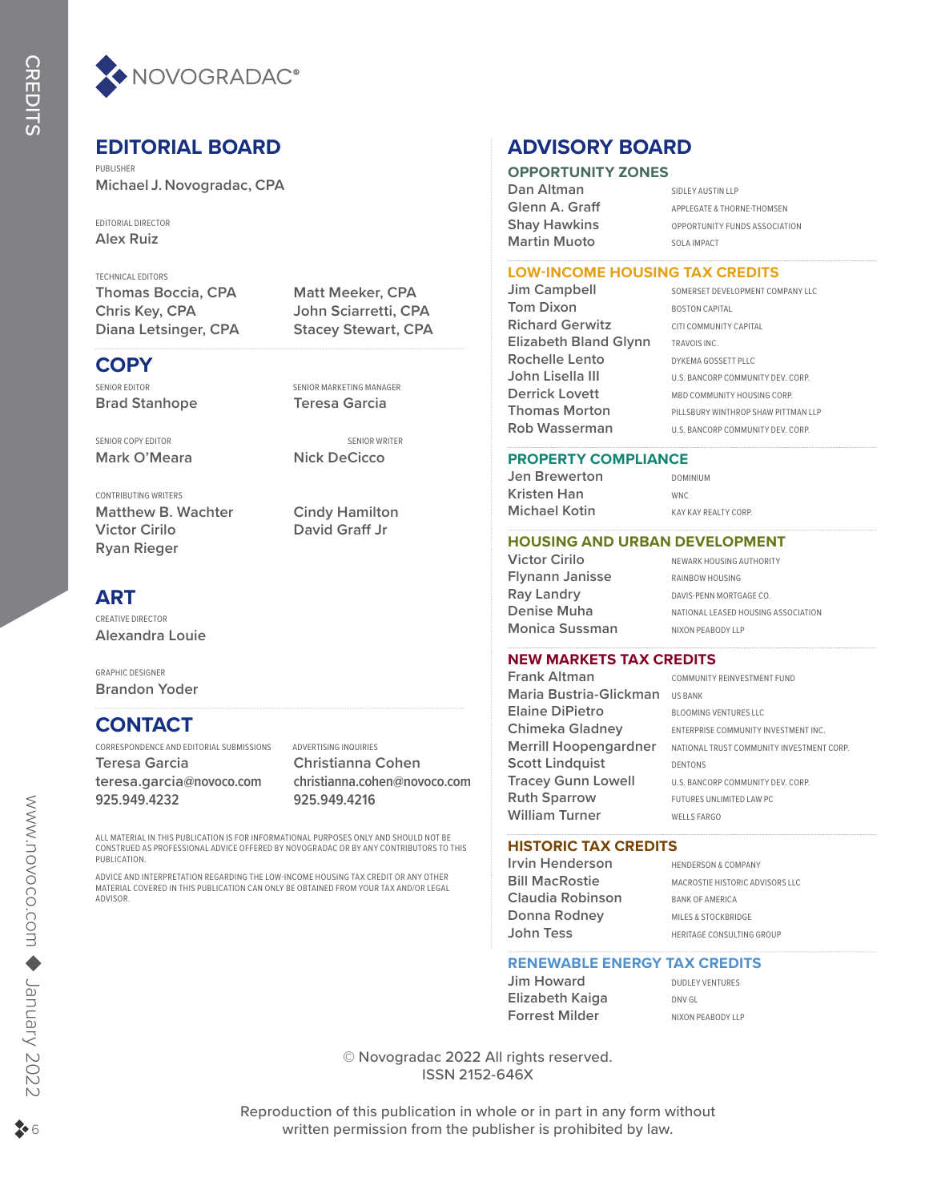NOVOGRADAC®

## EDITORIAL BOARD

PUBLISHER
Michael J. Novogradac, CPA

EDITORIAL DIRECTOR
Alex Ruiz

TECHNICAL EDITORS
Thomas Boccia, CPA
Chris Key, CPA
Diana Letsinger, CPA
Matt Meeker, CPA
John Sciarretti, CPA
Stacey Stewart, CPA

## COPY

SENIOR EDITOR
Brad Stanhope

SENIOR MARKETING MANAGER
Teresa Garcia

SENIOR COPY EDITOR
Mark O'Meara

SENIOR WRITER
Nick DeCicco

CONTRIBUTING WRITERS
Matthew B. Wachter
Victor Cirilo
Ryan Rieger
Cindy Hamilton
David Graff Jr

## ART

CREATIVE DIRECTOR
Alexandra Louie

GRAPHIC DESIGNER
Brandon Yoder

## CONTACT

CORRESPONDENCE AND EDITORIAL SUBMISSIONS
Teresa Garcia
teresa.garcia@novoco.com
925.949.4232

ADVERTISING INQUIRIES
Christianna Cohen
christianna.cohen@novoco.com
925.949.4216

ALL MATERIAL IN THIS PUBLICATION IS FOR INFORMATIONAL PURPOSES ONLY AND SHOULD NOT BE CONSTRUED AS PROFESSIONAL ADVICE OFFERED BY NOVOGRADAC OR BY ANY CONTRIBUTORS TO THIS PUBLICATION.

ADVICE AND INTERPRETATION REGARDING THE LOW-INCOME HOUSING TAX CREDIT OR ANY OTHER MATERIAL COVERED IN THIS PUBLICATION CAN ONLY BE OBTAINED FROM YOUR TAX AND/OR LEGAL ADVISOR.

## ADVISORY BOARD

### OPPORTUNITY ZONES

Dan Altman — SIDLEY AUSTIN LLP
Glenn A. Graff — APPLEGATE & THORNE-THOMSEN
Shay Hawkins — OPPORTUNITY FUNDS ASSOCIATION
Martin Muoto — SOLA IMPACT

### LOW-INCOME HOUSING TAX CREDITS

Jim Campbell — SOMERSET DEVELOPMENT COMPANY LLC
Tom Dixon — BOSTON CAPITAL
Richard Gerwitz — CITI COMMUNITY CAPITAL
Elizabeth Bland Glynn — TRAVOIS INC.
Rochelle Lento — DYKEMA GOSSETT PLLC
John Lisella III — U.S. BANCORP COMMUNITY DEV. CORP.
Derrick Lovett — MBD COMMUNITY HOUSING CORP.
Thomas Morton — PILLSBURY WINTHROP SHAW PITTMAN LLP
Rob Wasserman — U.S. BANCORP COMMUNITY DEV. CORP.

### PROPERTY COMPLIANCE

Jen Brewerton — DOMINIUM
Kristen Han — WNC
Michael Kotin — KAY KAY REALTY CORP.

### HOUSING AND URBAN DEVELOPMENT

Victor Cirilo — NEWARK HOUSING AUTHORITY
Flynann Janisse — RAINBOW HOUSING
Ray Landry — DAVIS-PENN MORTGAGE CO.
Denise Muha — NATIONAL LEASED HOUSING ASSOCIATION
Monica Sussman — NIXON PEABODY LLP

### NEW MARKETS TAX CREDITS

Frank Altman — COMMUNITY REINVESTMENT FUND
Maria Bustria-Glickman — US BANK
Elaine DiPietro — BLOOMING VENTURES LLC
Chimeka Gladney — ENTERPRISE COMMUNITY INVESTMENT INC.
Merrill Hoopengardner — NATIONAL TRUST COMMUNITY INVESTMENT CORP.
Scott Lindquist — DENTONS
Tracey Gunn Lowell — U.S. BANCORP COMMUNITY DEV. CORP.
Ruth Sparrow — FUTURES UNLIMITED LAW PC
William Turner — WELLS FARGO

### HISTORIC TAX CREDITS

Irvin Henderson — HENDERSON & COMPANY
Bill MacRostie — MACROSTIE HISTORIC ADVISORS LLC
Claudia Robinson — BANK OF AMERICA
Donna Rodney — MILES & STOCKBRIDGE
John Tess — HERITAGE CONSULTING GROUP

### RENEWABLE ENERGY TAX CREDITS

Jim Howard — DUDLEY VENTURES
Elizabeth Kaiga — DNV GL
Forrest Milder — NIXON PEABODY LLP

© Novogradac 2022 All rights reserved.
ISSN 2152-646X

Reproduction of this publication in whole or in part in any form without written permission from the publisher is prohibited by law.